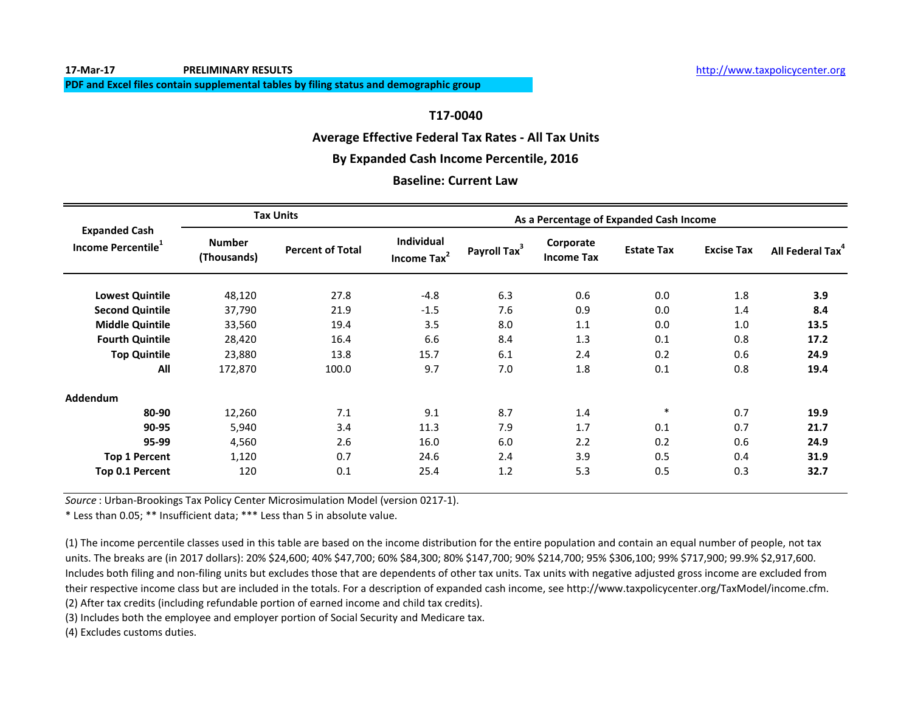17-Mar-17 **PRELIMINARY RESULTS** http://www.taxpolicycenter.org

**PDF and Excel files contain supplemental tables by filing status and demographic group**

## T17-0040

## Average Effective Federal Tax Rates - All Tax Units

## By Expanded Cash Income Percentile, 2016

## Baseline: Current Law

| Expanded Cash Income Percentile[1] | Tax Units | | As a Percentage of Expanded Cash Income | | | | | |
|---|---|---|---|---|---|---|---|---|
| | Number (Thousands) | Percent of Total | Individual Income Tax[2] | Payroll Tax[3] | Corporate Income Tax | Estate Tax | Excise Tax | All Federal Tax[4] |
| **Lowest Quintile** | 48,120 | 27.8 | -4.8 | 6.3 | 0.6 | 0.0 | 1.8 | **3.9** |
| **Second Quintile** | 37,790 | 21.9 | -1.5 | 7.6 | 0.9 | 0.0 | 1.4 | **8.4** |
| **Middle Quintile** | 33,560 | 19.4 | 3.5 | 8.0 | 1.1 | 0.0 | 1.0 | **13.5** |
| **Fourth Quintile** | 28,420 | 16.4 | 6.6 | 8.4 | 1.3 | 0.1 | 0.8 | **17.2** |
| **Top Quintile** | 23,880 | 13.8 | 15.7 | 6.1 | 2.4 | 0.2 | 0.6 | **24.9** |
| **All** | 172,870 | 100.0 | 9.7 | 7.0 | 1.8 | 0.1 | 0.8 | **19.4** |
| **Addendum** | | | | | | | | |
| **80-90** | 12,260 | 7.1 | 9.1 | 8.7 | 1.4 | * | 0.7 | **19.9** |
| **90-95** | 5,940 | 3.4 | 11.3 | 7.9 | 1.7 | 0.1 | 0.7 | **21.7** |
| **95-99** | 4,560 | 2.6 | 16.0 | 6.0 | 2.2 | 0.2 | 0.6 | **24.9** |
| **Top 1 Percent** | 1,120 | 0.7 | 24.6 | 2.4 | 3.9 | 0.5 | 0.4 | **31.9** |
| **Top 0.1 Percent** | 120 | 0.1 | 25.4 | 1.2 | 5.3 | 0.5 | 0.3 | **32.7** |

*Source* : Urban-Brookings Tax Policy Center Microsimulation Model (version 0217-1).

* Less than 0.05; ** Insufficient data; *** Less than 5 in absolute value.

(1) The income percentile classes used in this table are based on the income distribution for the entire population and contain an equal number of people, not tax units. The breaks are (in 2017 dollars): 20% $24,600; 40% $47,700; 60% $84,300; 80% $147,700; 90% $214,700; 95% $306,100; 99% $717,900; 99.9% $2,917,600. Includes both filing and non-filing units but excludes those that are dependents of other tax units. Tax units with negative adjusted gross income are excluded from their respective income class but are included in the totals. For a description of expanded cash income, see http://www.taxpolicycenter.org/TaxModel/income.cfm.

(2) After tax credits (including refundable portion of earned income and child tax credits).

(3) Includes both the employee and employer portion of Social Security and Medicare tax.

(4) Excludes customs duties.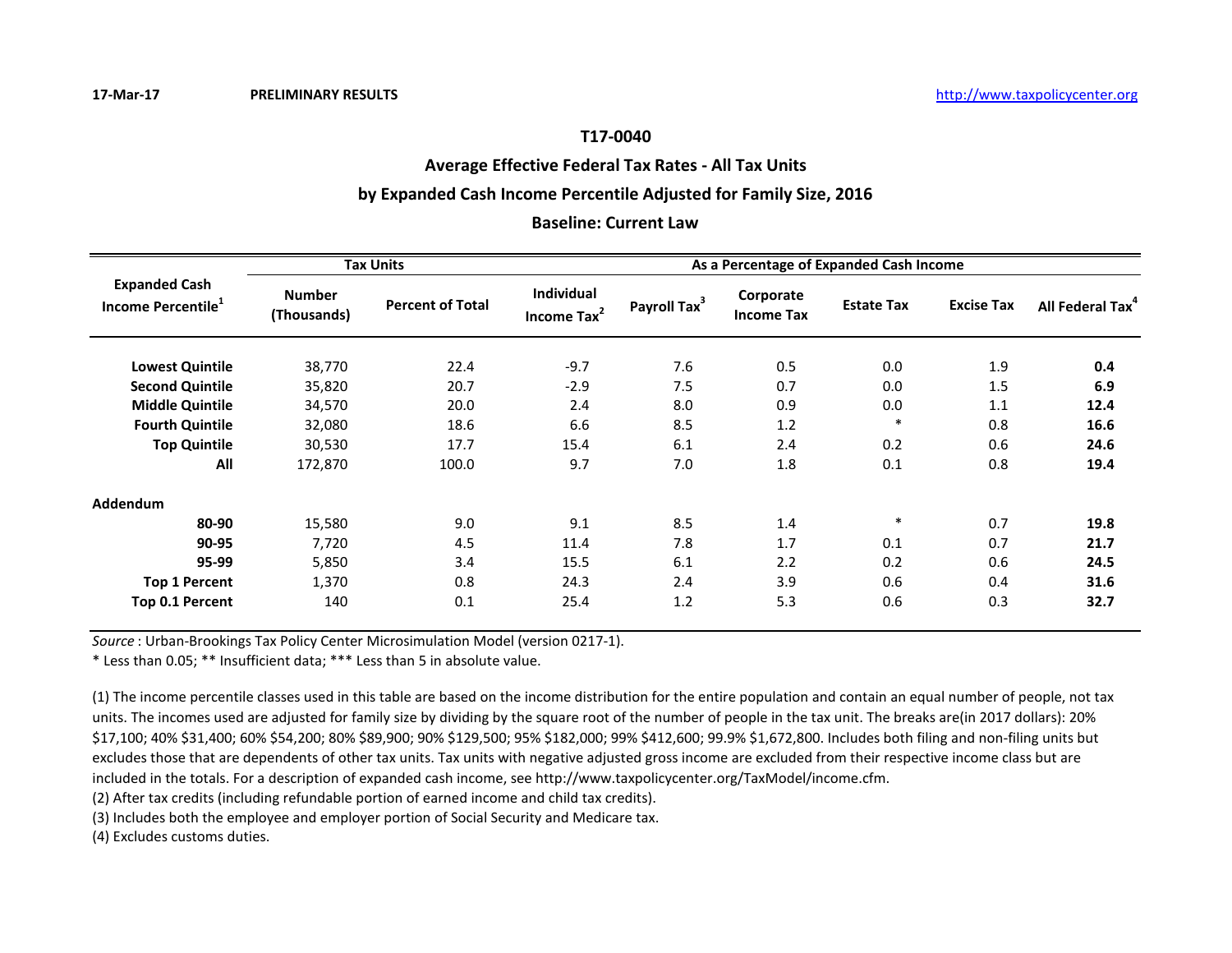17-Mar-17 PRELIMINARY RESULTS http://www.taxpolicycenter.org

## T17-0040

## Average Effective Federal Tax Rates - All Tax Units

## by Expanded Cash Income Percentile Adjusted for Family Size, 2016

## Baseline: Current Law

| Expanded Cash Income Percentile[1] | Tax Units | | As a Percentage of Expanded Cash Income | | | | | |
|---|---|---|---|---|---|---|---|---|
| | Number (Thousands) | Percent of Total | Individual Income Tax[2] | Payroll Tax[3] | Corporate Income Tax | Estate Tax | Excise Tax | All Federal Tax[4] |
| **Lowest Quintile** | 38,770 | 22.4 | -9.7 | 7.6 | 0.5 | 0.0 | 1.9 | **0.4** |
| **Second Quintile** | 35,820 | 20.7 | -2.9 | 7.5 | 0.7 | 0.0 | 1.5 | **6.9** |
| **Middle Quintile** | 34,570 | 20.0 | 2.4 | 8.0 | 0.9 | 0.0 | 1.1 | **12.4** |
| **Fourth Quintile** | 32,080 | 18.6 | 6.6 | 8.5 | 1.2 | * | 0.8 | **16.6** |
| **Top Quintile** | 30,530 | 17.7 | 15.4 | 6.1 | 2.4 | 0.2 | 0.6 | **24.6** |
| **All** | 172,870 | 100.0 | 9.7 | 7.0 | 1.8 | 0.1 | 0.8 | **19.4** |
| **Addendum** | | | | | | | | |
| **80-90** | 15,580 | 9.0 | 9.1 | 8.5 | 1.4 | * | 0.7 | **19.8** |
| **90-95** | 7,720 | 4.5 | 11.4 | 7.8 | 1.7 | 0.1 | 0.7 | **21.7** |
| **95-99** | 5,850 | 3.4 | 15.5 | 6.1 | 2.2 | 0.2 | 0.6 | **24.5** |
| **Top 1 Percent** | 1,370 | 0.8 | 24.3 | 2.4 | 3.9 | 0.6 | 0.4 | **31.6** |
| **Top 0.1 Percent** | 140 | 0.1 | 25.4 | 1.2 | 5.3 | 0.6 | 0.3 | **32.7** |

*Source* : Urban-Brookings Tax Policy Center Microsimulation Model (version 0217-1).

* Less than 0.05; ** Insufficient data; *** Less than 5 in absolute value.

(1) The income percentile classes used in this table are based on the income distribution for the entire population and contain an equal number of people, not tax units. The incomes used are adjusted for family size by dividing by the square root of the number of people in the tax unit. The breaks are(in 2017 dollars): 20% $17,100; 40% $31,400; 60% $54,200; 80% $89,900; 90% $129,500; 95% $182,000; 99% $412,600; 99.9% $1,672,800. Includes both filing and non-filing units but excludes those that are dependents of other tax units. Tax units with negative adjusted gross income are excluded from their respective income class but are included in the totals. For a description of expanded cash income, see http://www.taxpolicycenter.org/TaxModel/income.cfm.

(2) After tax credits (including refundable portion of earned income and child tax credits).

(3) Includes both the employee and employer portion of Social Security and Medicare tax.

(4) Excludes customs duties.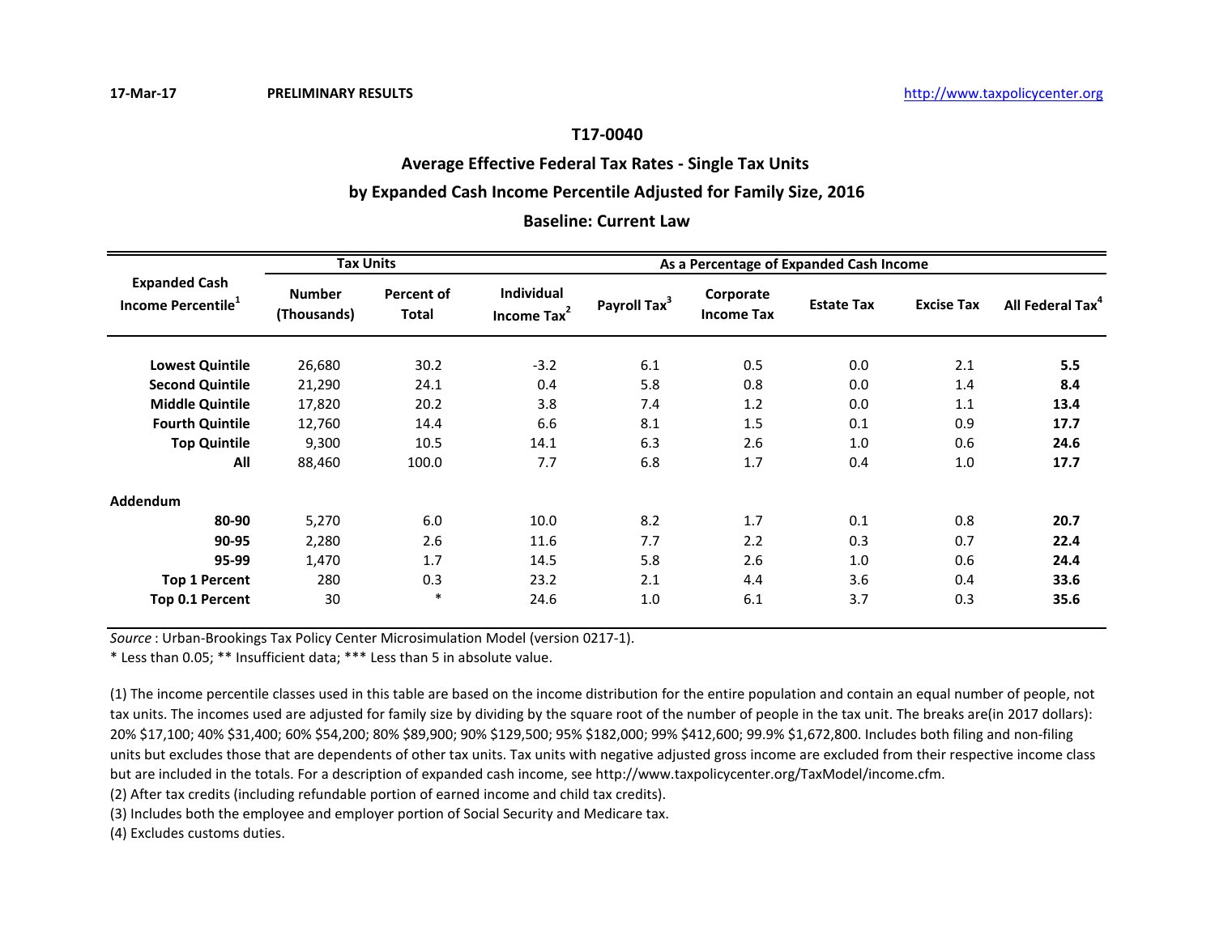17-Mar-17 **PRELIMINARY RESULTS** http://www.taxpolicycenter.org

## T17-0040

## Average Effective Federal Tax Rates - Single Tax Units

## by Expanded Cash Income Percentile Adjusted for Family Size, 2016

## Baseline: Current Law

| Expanded Cash Income Percentile[1] | Tax Units | | As a Percentage of Expanded Cash Income | | | | | |
|---|---|---|---|---|---|---|---|---|
| | Number (Thousands) | Percent of Total | Individual Income Tax[2] | Payroll Tax[3] | Corporate Income Tax | Estate Tax | Excise Tax | All Federal Tax[4] |
| **Lowest Quintile** | 26,680 | 30.2 | -3.2 | 6.1 | 0.5 | 0.0 | 2.1 | **5.5** |
| **Second Quintile** | 21,290 | 24.1 | 0.4 | 5.8 | 0.8 | 0.0 | 1.4 | **8.4** |
| **Middle Quintile** | 17,820 | 20.2 | 3.8 | 7.4 | 1.2 | 0.0 | 1.1 | **13.4** |
| **Fourth Quintile** | 12,760 | 14.4 | 6.6 | 8.1 | 1.5 | 0.1 | 0.9 | **17.7** |
| **Top Quintile** | 9,300 | 10.5 | 14.1 | 6.3 | 2.6 | 1.0 | 0.6 | **24.6** |
| **All** | 88,460 | 100.0 | 7.7 | 6.8 | 1.7 | 0.4 | 1.0 | **17.7** |
| **Addendum** | | | | | | | | |
| **80-90** | 5,270 | 6.0 | 10.0 | 8.2 | 1.7 | 0.1 | 0.8 | **20.7** |
| **90-95** | 2,280 | 2.6 | 11.6 | 7.7 | 2.2 | 0.3 | 0.7 | **22.4** |
| **95-99** | 1,470 | 1.7 | 14.5 | 5.8 | 2.6 | 1.0 | 0.6 | **24.4** |
| **Top 1 Percent** | 280 | 0.3 | 23.2 | 2.1 | 4.4 | 3.6 | 0.4 | **33.6** |
| **Top 0.1 Percent** | 30 | * | 24.6 | 1.0 | 6.1 | 3.7 | 0.3 | **35.6** |

*Source* : Urban-Brookings Tax Policy Center Microsimulation Model (version 0217-1).

* Less than 0.05; ** Insufficient data; *** Less than 5 in absolute value.

(1) The income percentile classes used in this table are based on the income distribution for the entire population and contain an equal number of people, not tax units. The incomes used are adjusted for family size by dividing by the square root of the number of people in the tax unit. The breaks are(in 2017 dollars): 20% $17,100; 40% $31,400; 60% $54,200; 80% $89,900; 90% $129,500; 95% $182,000; 99% $412,600; 99.9% $1,672,800. Includes both filing and non-filing units but excludes those that are dependents of other tax units. Tax units with negative adjusted gross income are excluded from their respective income class but are included in the totals. For a description of expanded cash income, see http://www.taxpolicycenter.org/TaxModel/income.cfm.

(2) After tax credits (including refundable portion of earned income and child tax credits).

(3) Includes both the employee and employer portion of Social Security and Medicare tax.

(4) Excludes customs duties.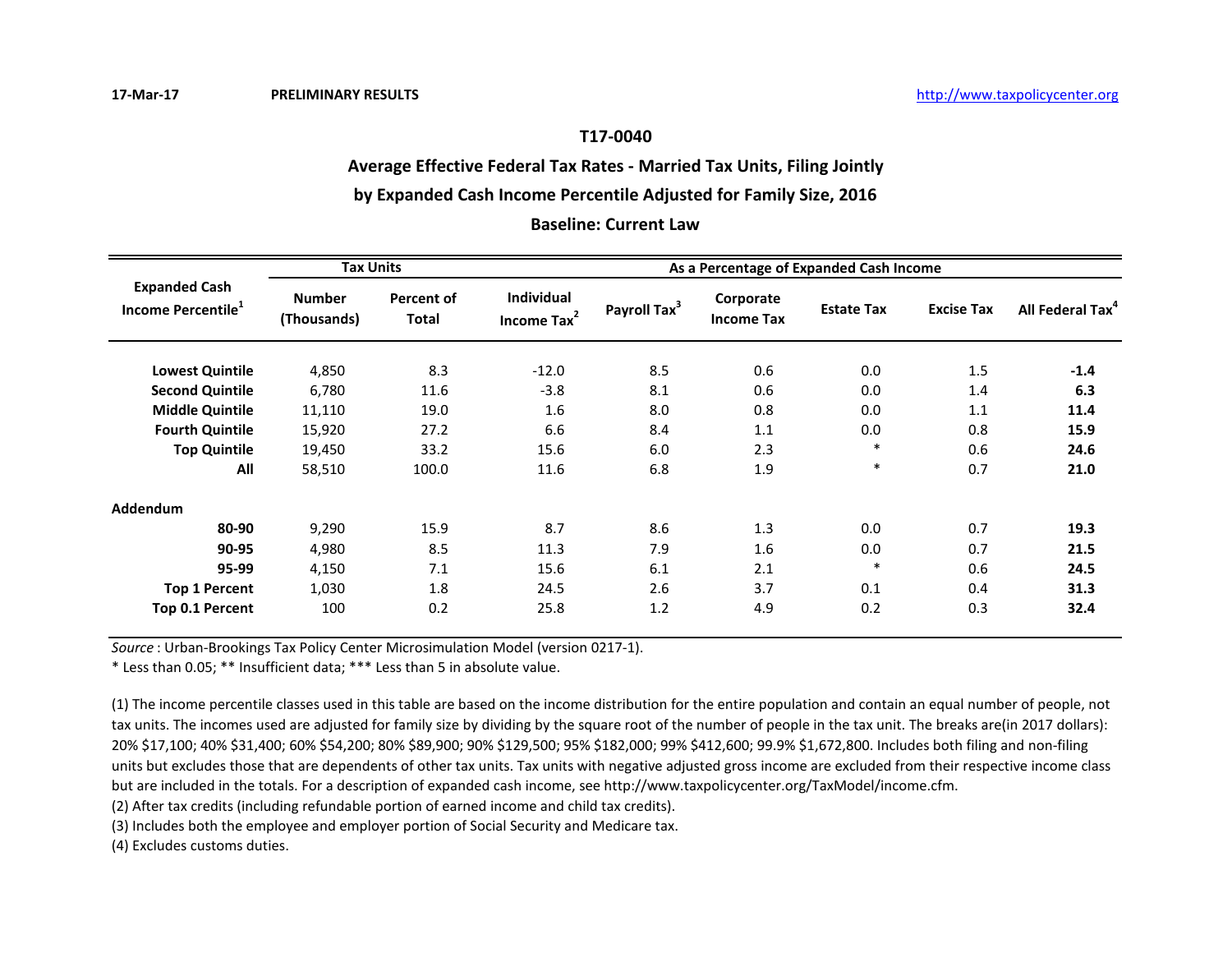17-Mar-17 **PRELIMINARY RESULTS** http://www.taxpolicycenter.org

## T17-0040

## Average Effective Federal Tax Rates - Married Tax Units, Filing Jointly

## by Expanded Cash Income Percentile Adjusted for Family Size, 2016

## Baseline: Current Law

| Expanded Cash Income Percentile[1] | Tax Units | | As a Percentage of Expanded Cash Income | | | | | |
|---|---|---|---|---|---|---|---|---|
| | Number (Thousands) | Percent of Total | Individual Income Tax[2] | Payroll Tax[3] | Corporate Income Tax | Estate Tax | Excise Tax | All Federal Tax[4] |
| **Lowest Quintile** | 4,850 | 8.3 | -12.0 | 8.5 | 0.6 | 0.0 | 1.5 | **-1.4** |
| **Second Quintile** | 6,780 | 11.6 | -3.8 | 8.1 | 0.6 | 0.0 | 1.4 | **6.3** |
| **Middle Quintile** | 11,110 | 19.0 | 1.6 | 8.0 | 0.8 | 0.0 | 1.1 | **11.4** |
| **Fourth Quintile** | 15,920 | 27.2 | 6.6 | 8.4 | 1.1 | 0.0 | 0.8 | **15.9** |
| **Top Quintile** | 19,450 | 33.2 | 15.6 | 6.0 | 2.3 | * | 0.6 | **24.6** |
| **All** | 58,510 | 100.0 | 11.6 | 6.8 | 1.9 | * | 0.7 | **21.0** |
| **Addendum** | | | | | | | | |
| **80-90** | 9,290 | 15.9 | 8.7 | 8.6 | 1.3 | 0.0 | 0.7 | **19.3** |
| **90-95** | 4,980 | 8.5 | 11.3 | 7.9 | 1.6 | 0.0 | 0.7 | **21.5** |
| **95-99** | 4,150 | 7.1 | 15.6 | 6.1 | 2.1 | * | 0.6 | **24.5** |
| **Top 1 Percent** | 1,030 | 1.8 | 24.5 | 2.6 | 3.7 | 0.1 | 0.4 | **31.3** |
| **Top 0.1 Percent** | 100 | 0.2 | 25.8 | 1.2 | 4.9 | 0.2 | 0.3 | **32.4** |

*Source* : Urban-Brookings Tax Policy Center Microsimulation Model (version 0217-1).

* Less than 0.05; ** Insufficient data; *** Less than 5 in absolute value.

(1) The income percentile classes used in this table are based on the income distribution for the entire population and contain an equal number of people, not tax units. The incomes used are adjusted for family size by dividing by the square root of the number of people in the tax unit. The breaks are(in 2017 dollars): 20% $17,100; 40% $31,400; 60% $54,200; 80% $89,900; 90% $129,500; 95% $182,000; 99% $412,600; 99.9% $1,672,800. Includes both filing and non-filing units but excludes those that are dependents of other tax units. Tax units with negative adjusted gross income are excluded from their respective income class but are included in the totals. For a description of expanded cash income, see http://www.taxpolicycenter.org/TaxModel/income.cfm.

(2) After tax credits (including refundable portion of earned income and child tax credits).

(3) Includes both the employee and employer portion of Social Security and Medicare tax.

(4) Excludes customs duties.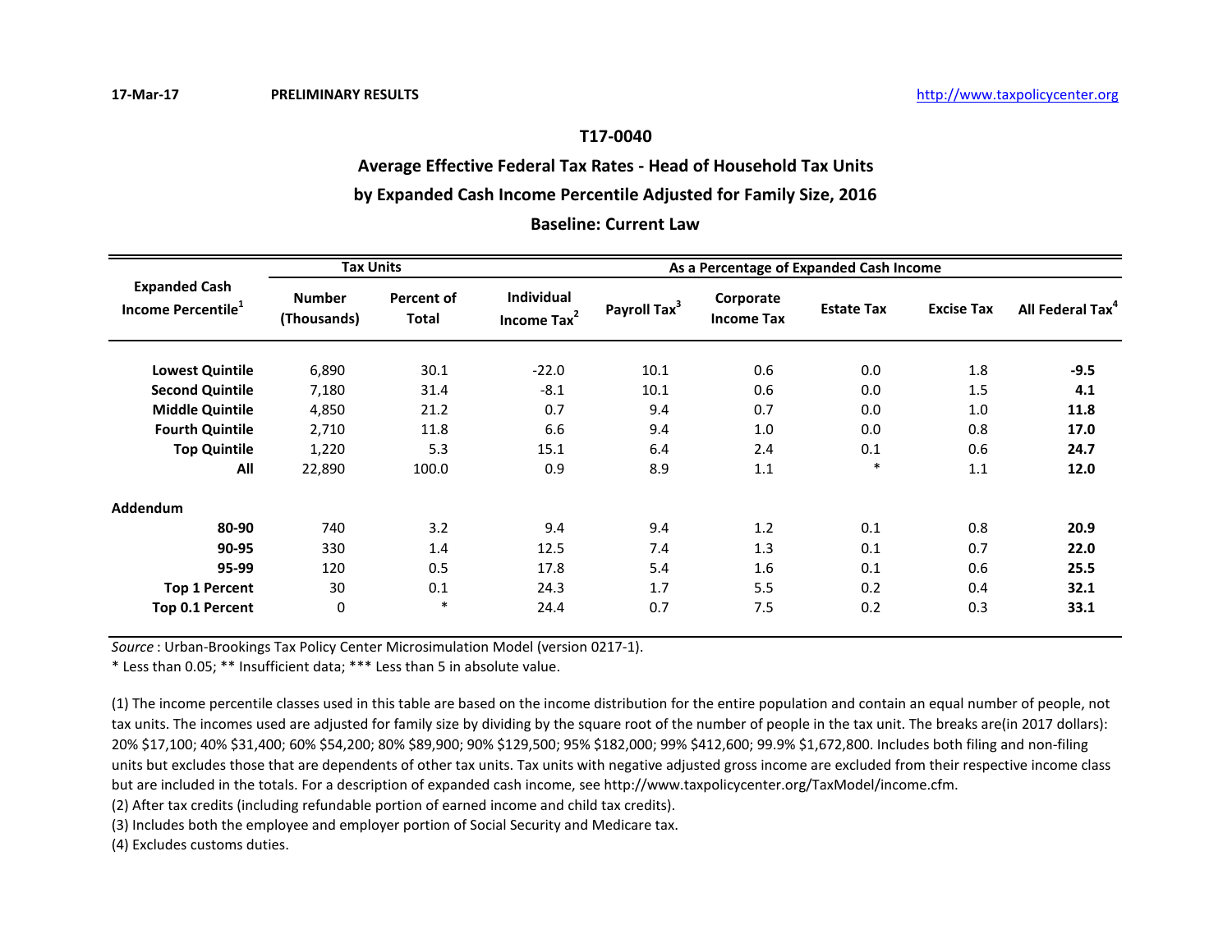17-Mar-17 **PRELIMINARY RESULTS** http://www.taxpolicycenter.org

## T17-0040

## Average Effective Federal Tax Rates - Head of Household Tax Units by Expanded Cash Income Percentile Adjusted for Family Size, 2016

## Baseline: Current Law

| Expanded Cash Income Percentile[1] | Tax Units | | As a Percentage of Expanded Cash Income | | | | | |
|---|---|---|---|---|---|---|---|---|
| | Number (Thousands) | Percent of Total | Individual Income Tax[2] | Payroll Tax[3] | Corporate Income Tax | Estate Tax | Excise Tax | All Federal Tax[4] |
| **Lowest Quintile** | 6,890 | 30.1 | -22.0 | 10.1 | 0.6 | 0.0 | 1.8 | **-9.5** |
| **Second Quintile** | 7,180 | 31.4 | -8.1 | 10.1 | 0.6 | 0.0 | 1.5 | **4.1** |
| **Middle Quintile** | 4,850 | 21.2 | 0.7 | 9.4 | 0.7 | 0.0 | 1.0 | **11.8** |
| **Fourth Quintile** | 2,710 | 11.8 | 6.6 | 9.4 | 1.0 | 0.0 | 0.8 | **17.0** |
| **Top Quintile** | 1,220 | 5.3 | 15.1 | 6.4 | 2.4 | 0.1 | 0.6 | **24.7** |
| **All** | 22,890 | 100.0 | 0.9 | 8.9 | 1.1 | * | 1.1 | **12.0** |
| **Addendum** | | | | | | | | |
| **80-90** | 740 | 3.2 | 9.4 | 9.4 | 1.2 | 0.1 | 0.8 | **20.9** |
| **90-95** | 330 | 1.4 | 12.5 | 7.4 | 1.3 | 0.1 | 0.7 | **22.0** |
| **95-99** | 120 | 0.5 | 17.8 | 5.4 | 1.6 | 0.1 | 0.6 | **25.5** |
| **Top 1 Percent** | 30 | 0.1 | 24.3 | 1.7 | 5.5 | 0.2 | 0.4 | **32.1** |
| **Top 0.1 Percent** | 0 | * | 24.4 | 0.7 | 7.5 | 0.2 | 0.3 | **33.1** |

*Source* : Urban-Brookings Tax Policy Center Microsimulation Model (version 0217-1).

* Less than 0.05; ** Insufficient data; *** Less than 5 in absolute value.

(1) The income percentile classes used in this table are based on the income distribution for the entire population and contain an equal number of people, not tax units. The incomes used are adjusted for family size by dividing by the square root of the number of people in the tax unit. The breaks are(in 2017 dollars): 20% $17,100; 40% $31,400; 60% $54,200; 80% $89,900; 90% $129,500; 95% $182,000; 99% $412,600; 99.9% $1,672,800. Includes both filing and non-filing units but excludes those that are dependents of other tax units. Tax units with negative adjusted gross income are excluded from their respective income class but are included in the totals. For a description of expanded cash income, see http://www.taxpolicycenter.org/TaxModel/income.cfm.

(2) After tax credits (including refundable portion of earned income and child tax credits).

(3) Includes both the employee and employer portion of Social Security and Medicare tax.

(4) Excludes customs duties.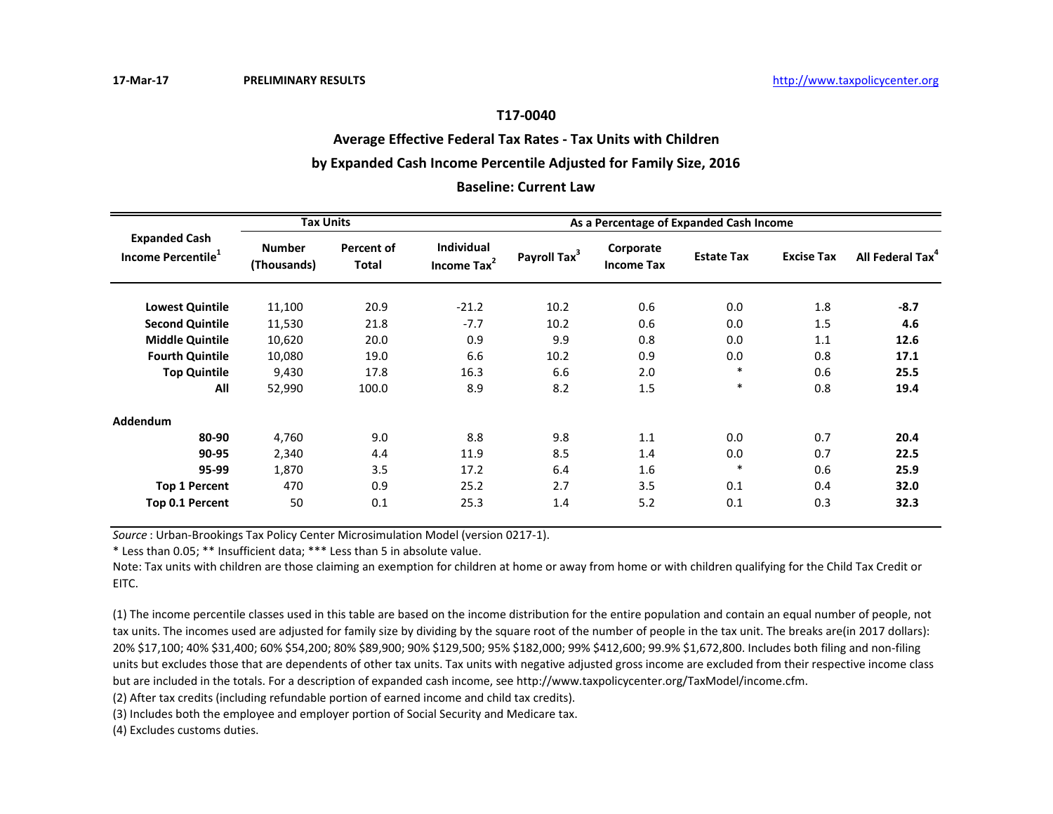17-Mar-17 **PRELIMINARY RESULTS** http://www.taxpolicycenter.org

## T17-0040

## Average Effective Federal Tax Rates - Tax Units with Children

## by Expanded Cash Income Percentile Adjusted for Family Size, 2016

## Baseline: Current Law

| Expanded Cash Income Percentile[1] | Tax Units | | As a Percentage of Expanded Cash Income | | | | | |
|---|---|---|---|---|---|---|---|---|
| | Number (Thousands) | Percent of Total | Individual Income Tax[2] | Payroll Tax[3] | Corporate Income Tax | Estate Tax | Excise Tax | All Federal Tax[4] |
| **Lowest Quintile** | 11,100 | 20.9 | -21.2 | 10.2 | 0.6 | 0.0 | 1.8 | **-8.7** |
| **Second Quintile** | 11,530 | 21.8 | -7.7 | 10.2 | 0.6 | 0.0 | 1.5 | **4.6** |
| **Middle Quintile** | 10,620 | 20.0 | 0.9 | 9.9 | 0.8 | 0.0 | 1.1 | **12.6** |
| **Fourth Quintile** | 10,080 | 19.0 | 6.6 | 10.2 | 0.9 | 0.0 | 0.8 | **17.1** |
| **Top Quintile** | 9,430 | 17.8 | 16.3 | 6.6 | 2.0 | * | 0.6 | **25.5** |
| **All** | 52,990 | 100.0 | 8.9 | 8.2 | 1.5 | * | 0.8 | **19.4** |
| **Addendum** | | | | | | | | |
| **80-90** | 4,760 | 9.0 | 8.8 | 9.8 | 1.1 | 0.0 | 0.7 | **20.4** |
| **90-95** | 2,340 | 4.4 | 11.9 | 8.5 | 1.4 | 0.0 | 0.7 | **22.5** |
| **95-99** | 1,870 | 3.5 | 17.2 | 6.4 | 1.6 | * | 0.6 | **25.9** |
| **Top 1 Percent** | 470 | 0.9 | 25.2 | 2.7 | 3.5 | 0.1 | 0.4 | **32.0** |
| **Top 0.1 Percent** | 50 | 0.1 | 25.3 | 1.4 | 5.2 | 0.1 | 0.3 | **32.3** |

*Source* : Urban-Brookings Tax Policy Center Microsimulation Model (version 0217-1).

* Less than 0.05; ** Insufficient data; *** Less than 5 in absolute value.

Note: Tax units with children are those claiming an exemption for children at home or away from home or with children qualifying for the Child Tax Credit or EITC.

(1) The income percentile classes used in this table are based on the income distribution for the entire population and contain an equal number of people, not tax units. The incomes used are adjusted for family size by dividing by the square root of the number of people in the tax unit. The breaks are(in 2017 dollars): 20% $17,100; 40% $31,400; 60% $54,200; 80% $89,900; 90% $129,500; 95% $182,000; 99% $412,600; 99.9% $1,672,800. Includes both filing and non-filing units but excludes those that are dependents of other tax units. Tax units with negative adjusted gross income are excluded from their respective income class but are included in the totals. For a description of expanded cash income, see http://www.taxpolicycenter.org/TaxModel/income.cfm.

(2) After tax credits (including refundable portion of earned income and child tax credits).

(3) Includes both the employee and employer portion of Social Security and Medicare tax.

(4) Excludes customs duties.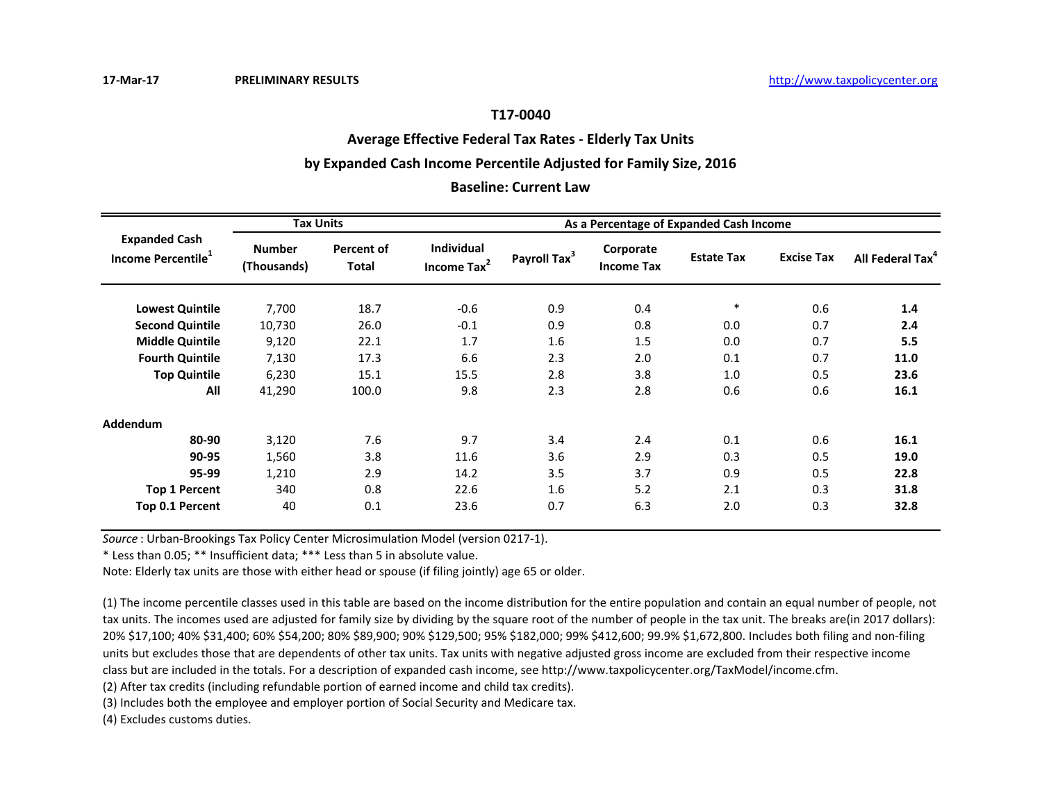17-Mar-17 PRELIMINARY RESULTS http://www.taxpolicycenter.org

## T17-0040

## Average Effective Federal Tax Rates - Elderly Tax Units

## by Expanded Cash Income Percentile Adjusted for Family Size, 2016

## Baseline: Current Law

| Expanded Cash Income Percentile[1] | Tax Units | | As a Percentage of Expanded Cash Income | | | | | |
|---|---|---|---|---|---|---|---|---|
| | Number (Thousands) | Percent of Total | Individual Income Tax[2] | Payroll Tax[3] | Corporate Income Tax | Estate Tax | Excise Tax | All Federal Tax[4] |
| **Lowest Quintile** | 7,700 | 18.7 | -0.6 | 0.9 | 0.4 | * | 0.6 | **1.4** |
| **Second Quintile** | 10,730 | 26.0 | -0.1 | 0.9 | 0.8 | 0.0 | 0.7 | **2.4** |
| **Middle Quintile** | 9,120 | 22.1 | 1.7 | 1.6 | 1.5 | 0.0 | 0.7 | **5.5** |
| **Fourth Quintile** | 7,130 | 17.3 | 6.6 | 2.3 | 2.0 | 0.1 | 0.7 | **11.0** |
| **Top Quintile** | 6,230 | 15.1 | 15.5 | 2.8 | 3.8 | 1.0 | 0.5 | **23.6** |
| **All** | 41,290 | 100.0 | 9.8 | 2.3 | 2.8 | 0.6 | 0.6 | **16.1** |
| **Addendum** | | | | | | | | |
| **80-90** | 3,120 | 7.6 | 9.7 | 3.4 | 2.4 | 0.1 | 0.6 | **16.1** |
| **90-95** | 1,560 | 3.8 | 11.6 | 3.6 | 2.9 | 0.3 | 0.5 | **19.0** |
| **95-99** | 1,210 | 2.9 | 14.2 | 3.5 | 3.7 | 0.9 | 0.5 | **22.8** |
| **Top 1 Percent** | 340 | 0.8 | 22.6 | 1.6 | 5.2 | 2.1 | 0.3 | **31.8** |
| **Top 0.1 Percent** | 40 | 0.1 | 23.6 | 0.7 | 6.3 | 2.0 | 0.3 | **32.8** |

*Source* : Urban-Brookings Tax Policy Center Microsimulation Model (version 0217-1).

* Less than 0.05; ** Insufficient data; *** Less than 5 in absolute value.

Note: Elderly tax units are those with either head or spouse (if filing jointly) age 65 or older.

(1) The income percentile classes used in this table are based on the income distribution for the entire population and contain an equal number of people, not tax units. The incomes used are adjusted for family size by dividing by the square root of the number of people in the tax unit. The breaks are(in 2017 dollars): 20% $17,100; 40% $31,400; 60% $54,200; 80% $89,900; 90% $129,500; 95% $182,000; 99% $412,600; 99.9% $1,672,800. Includes both filing and non-filing units but excludes those that are dependents of other tax units. Tax units with negative adjusted gross income are excluded from their respective income class but are included in the totals. For a description of expanded cash income, see http://www.taxpolicycenter.org/TaxModel/income.cfm.

(2) After tax credits (including refundable portion of earned income and child tax credits).

(3) Includes both the employee and employer portion of Social Security and Medicare tax.

(4) Excludes customs duties.